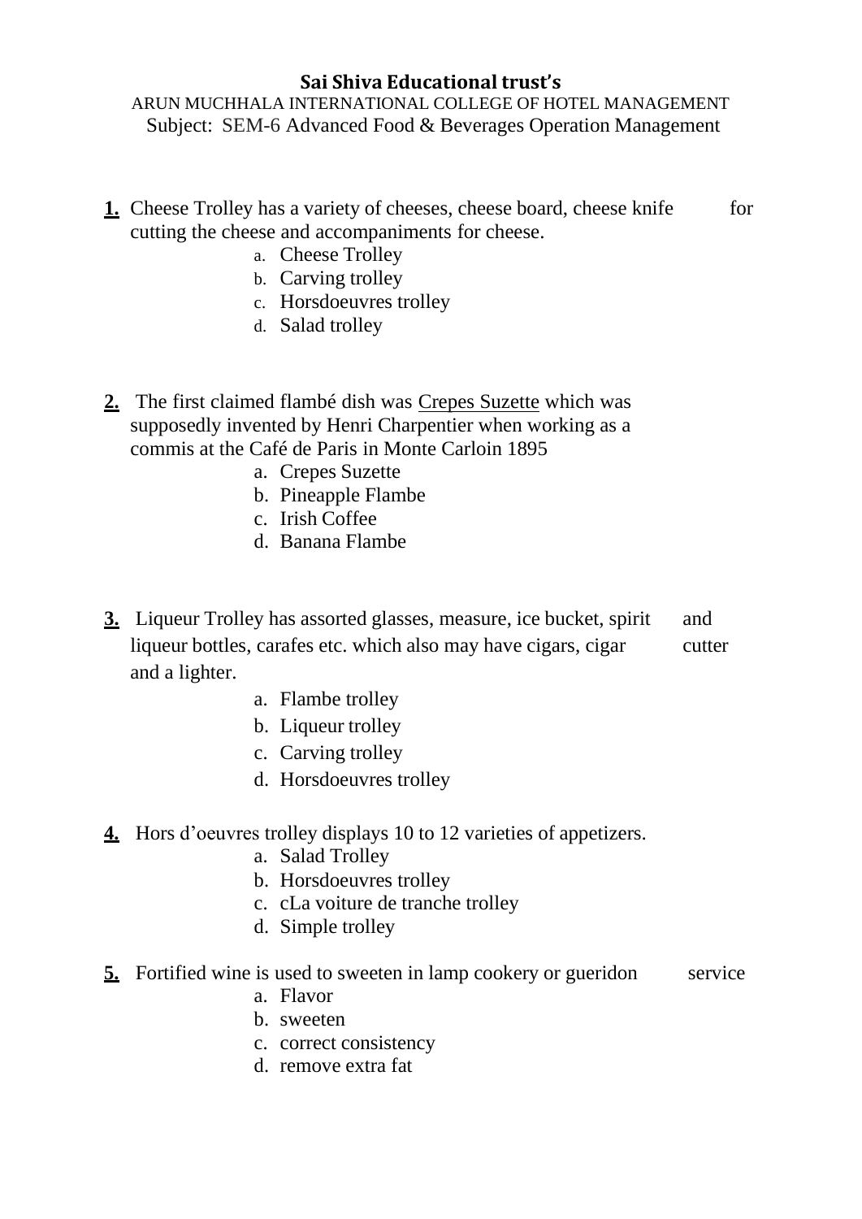**Sai Shiva Educational trust's**

ARUN MUCHHALA INTERNATIONAL COLLEGE OF HOTEL MANAGEMENT

Subject: SEM-6 Advanced Food & Beverages Operation Management

**1.** Cheese Trolley has a variety of cheeses, cheese board, cheese knife for cutting the cheese and accompaniments for cheese.

a. Cheese Trolley
b. Carving trolley
c. Horsdoeuvres trolley
d. Salad trolley

**2.** The first claimed flambé dish was <u>Crepes Suzette</u> which was supposedly invented by Henri Charpentier when working as a commis at the Café de Paris in Monte Carloin 1895

a. Crepes Suzette
b. Pineapple Flambe
c. Irish Coffee
d. Banana Flambe

**3.** Liqueur Trolley has assorted glasses, measure, ice bucket, spirit and liqueur bottles, carafes etc. which also may have cigars, cigar cutter and a lighter.

a. Flambe trolley
b. Liqueur trolley
c. Carving trolley
d. Horsdoeuvres trolley

**4.** Hors d'oeuvres trolley displays 10 to 12 varieties of appetizers.

a. Salad Trolley
b. Horsdoeuvres trolley
c. cLa voiture de tranche trolley
d. Simple trolley

**5.** Fortified wine is used to sweeten in lamp cookery or gueridon service

a. Flavor
b. sweeten
c. correct consistency
d. remove extra fat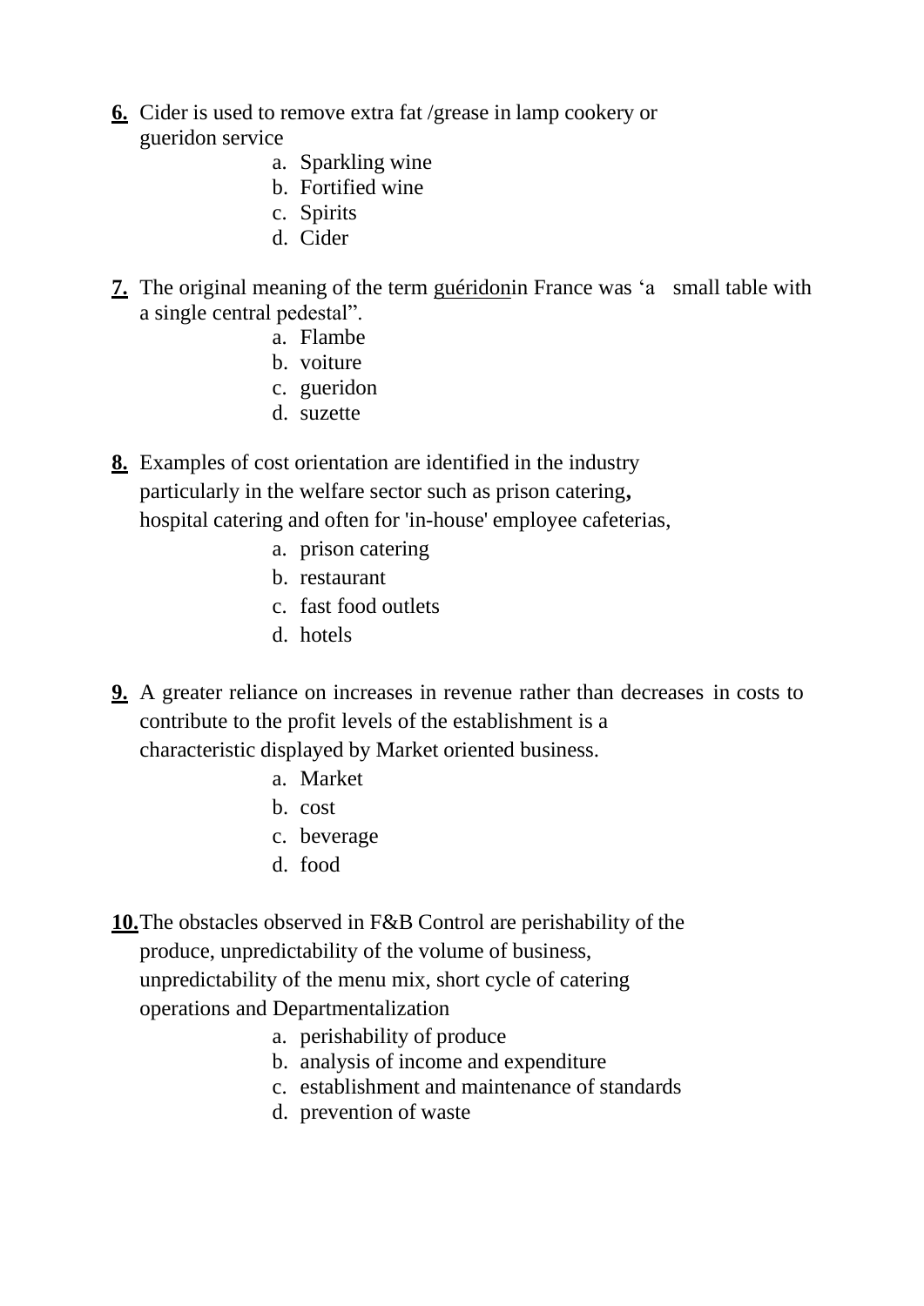**6.** Cider is used to remove extra fat /grease in lamp cookery or gueridon service

a. Sparkling wine
b. Fortified wine
c. Spirits
d. Cider

**7.** The original meaning of the term guéridonin France was 'a small table with a single central pedestal".

a. Flambe
b. voiture
c. gueridon
d. suzette

**8.** Examples of cost orientation are identified in the industry particularly in the welfare sector such as prison catering**,** hospital catering and often for 'in-house' employee cafeterias,

a. prison catering
b. restaurant
c. fast food outlets
d. hotels

**9.** A greater reliance on increases in revenue rather than decreases in costs to contribute to the profit levels of the establishment is a characteristic displayed by Market oriented business.

a. Market
b. cost
c. beverage
d. food

**10.** The obstacles observed in F&B Control are perishability of the produce, unpredictability of the volume of business, unpredictability of the menu mix, short cycle of catering operations and Departmentalization

a. perishability of produce
b. analysis of income and expenditure
c. establishment and maintenance of standards
d. prevention of waste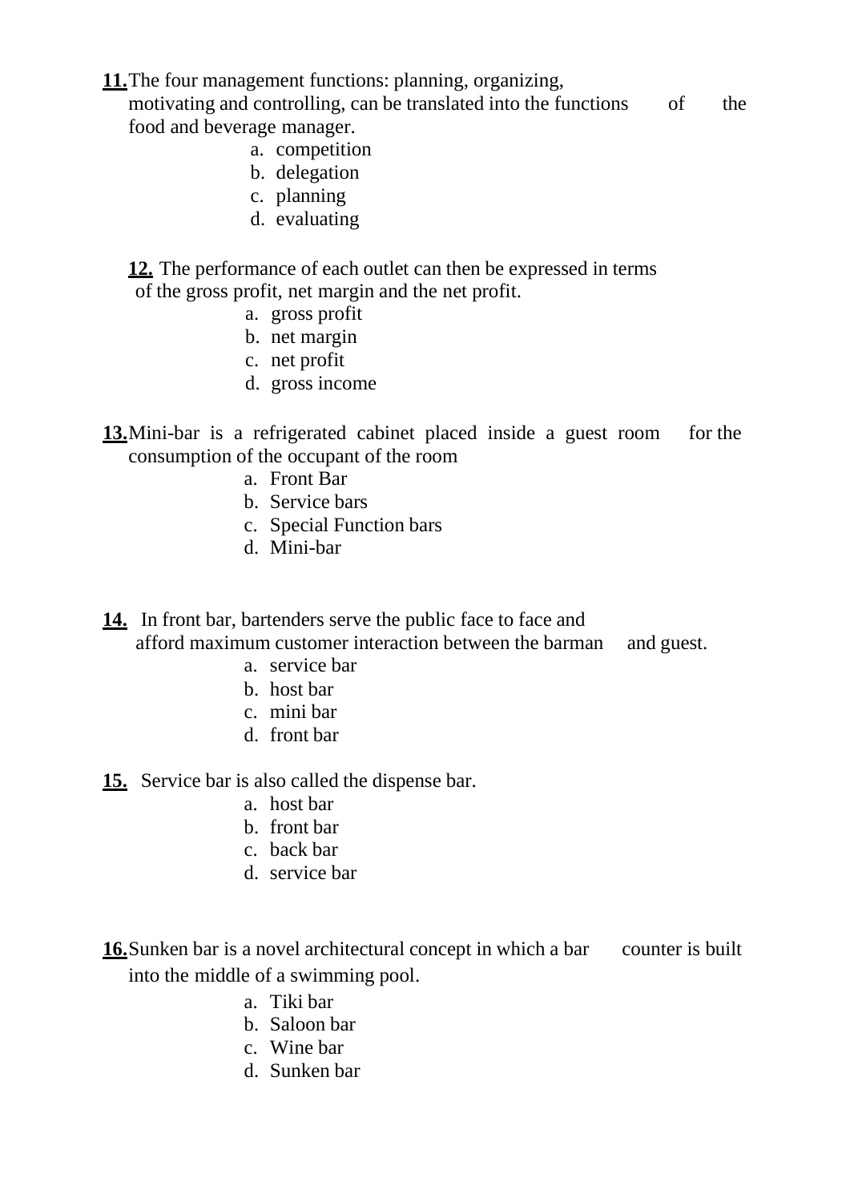**11.** The four management functions: planning, organizing, motivating and controlling, can be translated into the functions of the food and beverage manager.

a. competition
b. delegation
c. planning
d. evaluating

**12.** The performance of each outlet can then be expressed in terms of the gross profit, net margin and the net profit.

a. gross profit
b. net margin
c. net profit
d. gross income

**13.** Mini-bar is a refrigerated cabinet placed inside a guest room for the consumption of the occupant of the room

a. Front Bar
b. Service bars
c. Special Function bars
d. Mini-bar

**14.** In front bar, bartenders serve the public face to face and afford maximum customer interaction between the barman and guest.

a. service bar
b. host bar
c. mini bar
d. front bar

**15.** Service bar is also called the dispense bar.

a. host bar
b. front bar
c. back bar
d. service bar

**16.** Sunken bar is a novel architectural concept in which a bar counter is built into the middle of a swimming pool.

a. Tiki bar
b. Saloon bar
c. Wine bar
d. Sunken bar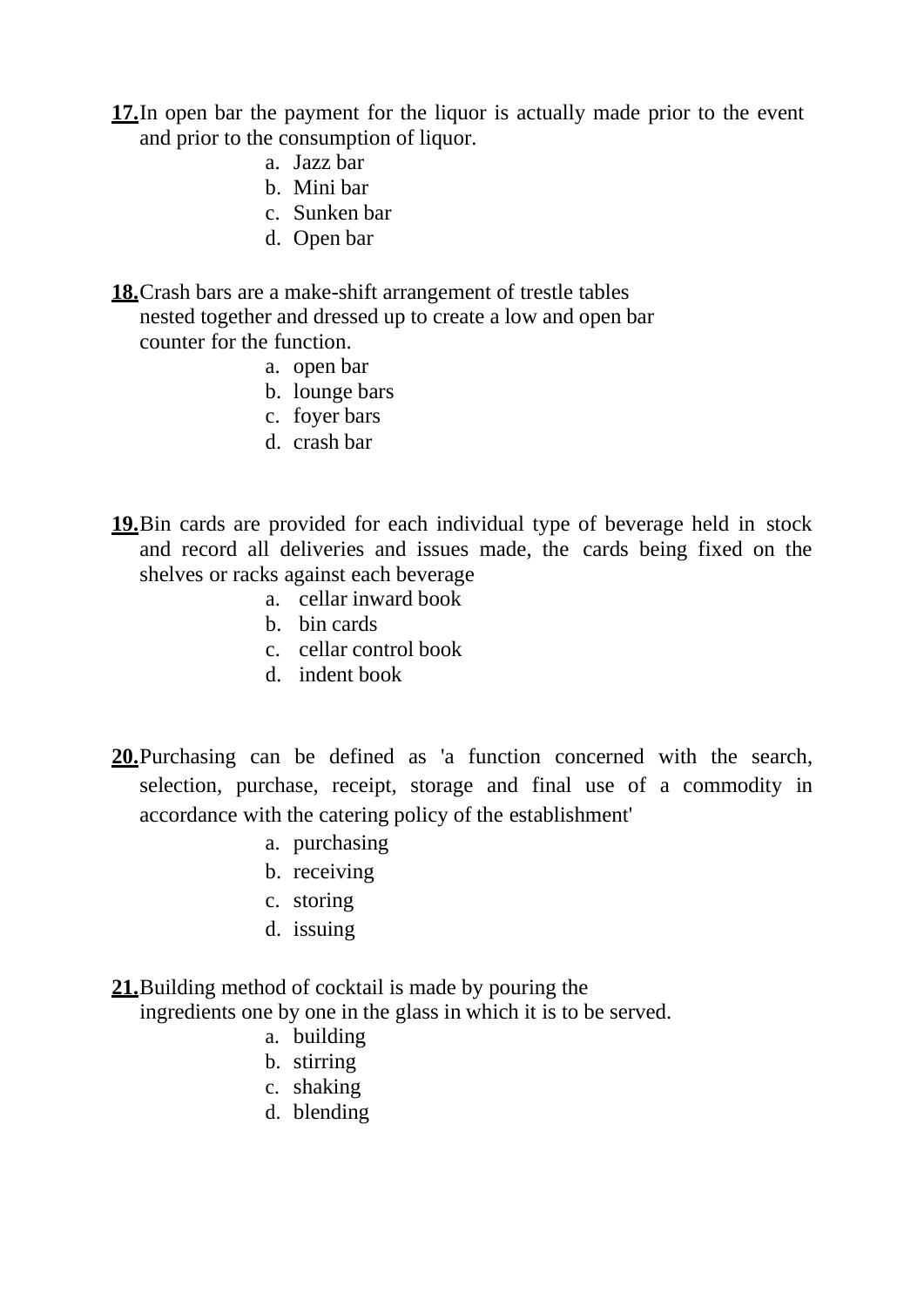**17.** In open bar the payment for the liquor is actually made prior to the event and prior to the consumption of liquor.

a. Jazz bar
b. Mini bar
c. Sunken bar
d. Open bar

**18.** Crash bars are a make-shift arrangement of trestle tables nested together and dressed up to create a low and open bar counter for the function.

a. open bar
b. lounge bars
c. foyer bars
d. crash bar

**19.** Bin cards are provided for each individual type of beverage held in stock and record all deliveries and issues made, the cards being fixed on the shelves or racks against each beverage

a. cellar inward book
b. bin cards
c. cellar control book
d. indent book

**20.** Purchasing can be defined as 'a function concerned with the search, selection, purchase, receipt, storage and final use of a commodity in accordance with the catering policy of the establishment'

a. purchasing
b. receiving
c. storing
d. issuing

**21.** Building method of cocktail is made by pouring the ingredients one by one in the glass in which it is to be served.

a. building
b. stirring
c. shaking
d. blending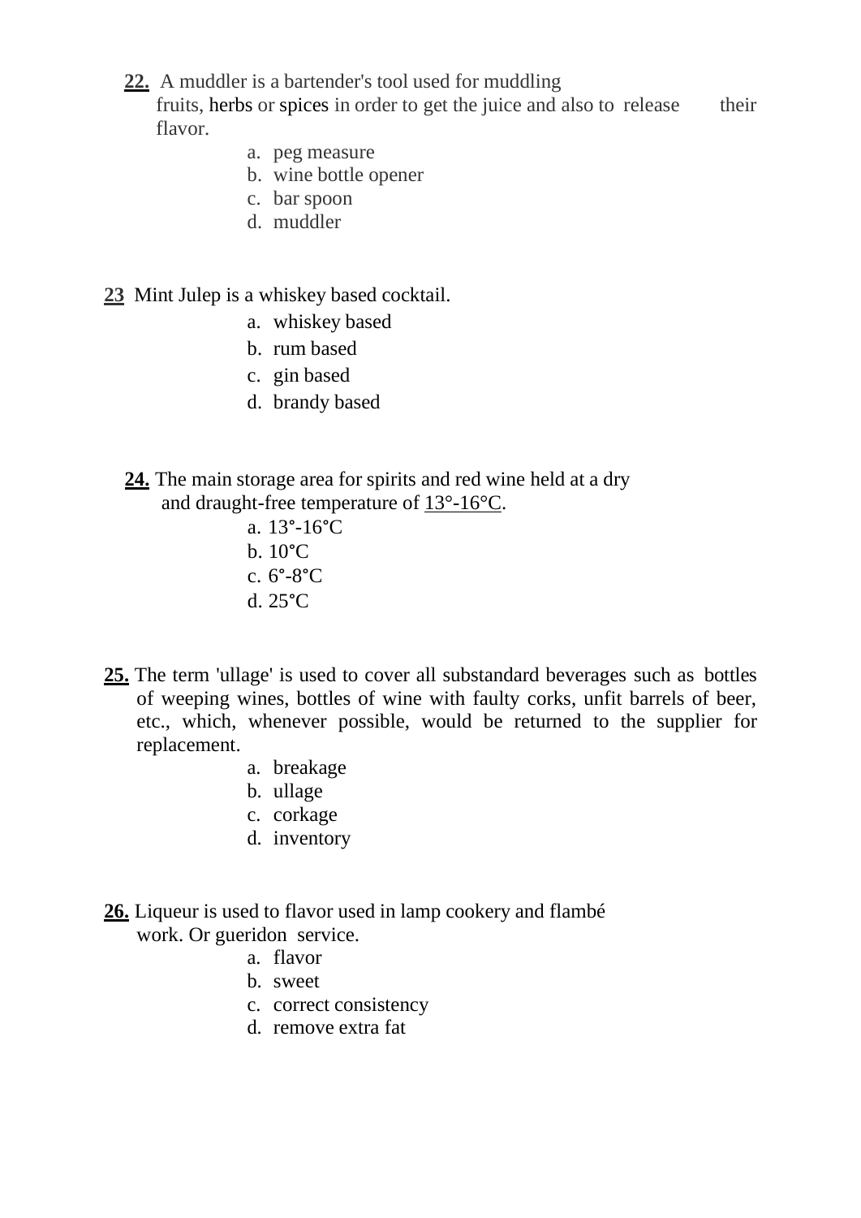**22.** A muddler is a bartender's tool used for muddling fruits, herbs or spices in order to get the juice and also to release their flavor.

a. peg measure
b. wine bottle opener
c. bar spoon
d. muddler

**23** Mint Julep is a whiskey based cocktail.

a. whiskey based
b. rum based
c. gin based
d. brandy based

**24.** The main storage area for spirits and red wine held at a dry and draught-free temperature of 13°-16°C.

a. 13°-16°C
b. 10°C
c. 6°-8°C
d. 25°C

**25.** The term 'ullage' is used to cover all substandard beverages such as bottles of weeping wines, bottles of wine with faulty corks, unfit barrels of beer, etc., which, whenever possible, would be returned to the supplier for replacement.

a. breakage
b. ullage
c. corkage
d. inventory

**26.** Liqueur is used to flavor used in lamp cookery and flambé work. Or gueridon service.

a. flavor
b. sweet
c. correct consistency
d. remove extra fat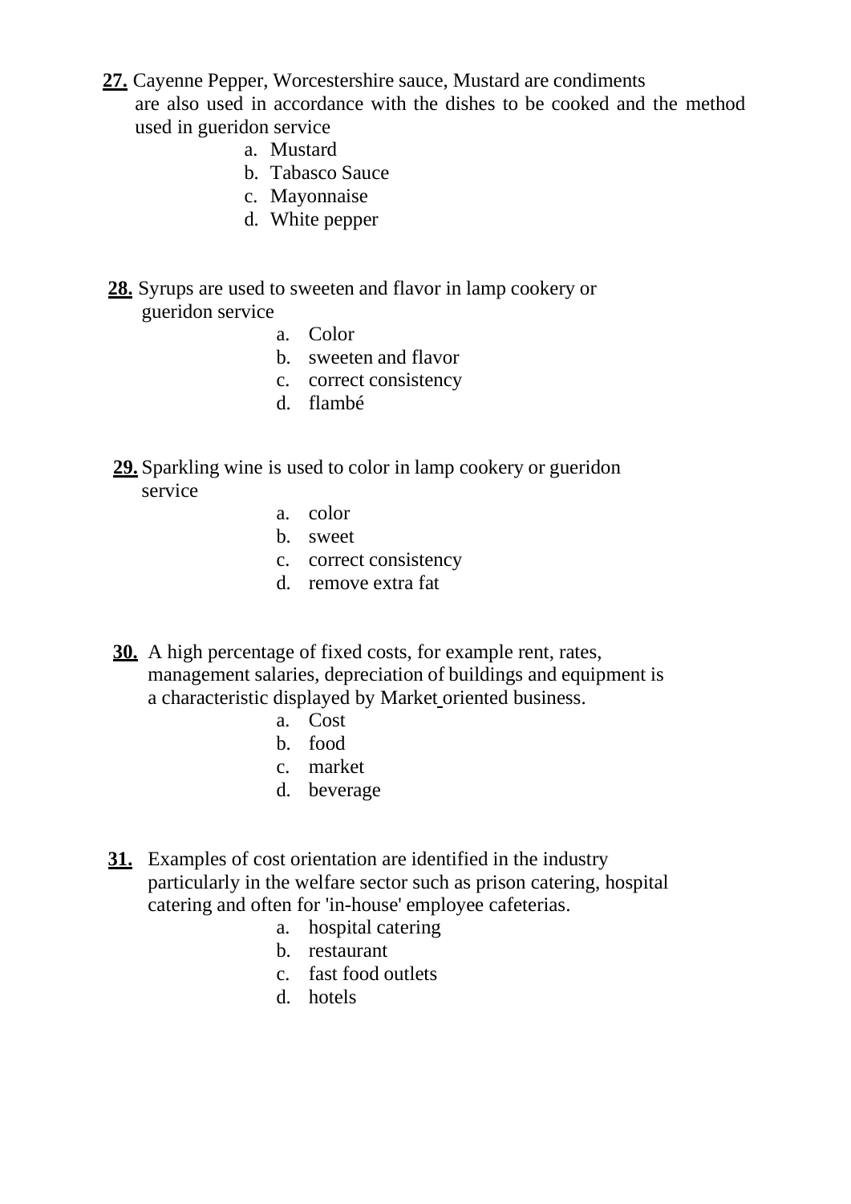**27.** Cayenne Pepper, Worcestershire sauce, Mustard are condiments are also used in accordance with the dishes to be cooked and the method used in gueridon service

a. Mustard
b. Tabasco Sauce
c. Mayonnaise
d. White pepper

**28.** Syrups are used to sweeten and flavor in lamp cookery or gueridon service

a. Color
b. sweeten and flavor
c. correct consistency
d. flambé

**29.** Sparkling wine is used to color in lamp cookery or gueridon service

a. color
b. sweet
c. correct consistency
d. remove extra fat

**30.** A high percentage of fixed costs, for example rent, rates, management salaries, depreciation of buildings and equipment is a characteristic displayed by Market oriented business.

a. Cost
b. food
c. market
d. beverage

**31.** Examples of cost orientation are identified in the industry particularly in the welfare sector such as prison catering, hospital catering and often for 'in-house' employee cafeterias.

a. hospital catering
b. restaurant
c. fast food outlets
d. hotels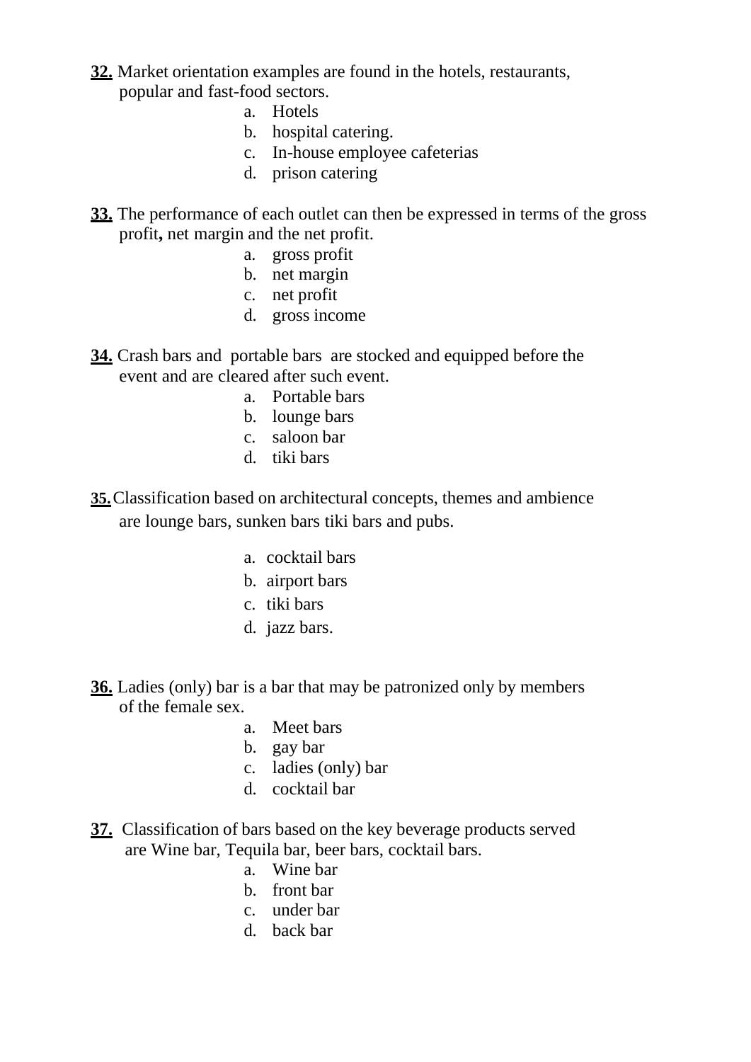**32.** Market orientation examples are found in the hotels, restaurants, popular and fast-food sectors.

a. Hotels
b. hospital catering.
c. In-house employee cafeterias
d. prison catering

**33.** The performance of each outlet can then be expressed in terms of the gross profit**,** net margin and the net profit.

a. gross profit
b. net margin
c. net profit
d. gross income

**34.** Crash bars and portable bars are stocked and equipped before the event and are cleared after such event.

a. Portable bars
b. lounge bars
c. saloon bar
d. tiki bars

**35.** Classification based on architectural concepts, themes and ambience are lounge bars, sunken bars tiki bars and pubs.

a. cocktail bars
b. airport bars
c. tiki bars
d. jazz bars.

**36.** Ladies (only) bar is a bar that may be patronized only by members of the female sex.

a. Meet bars
b. gay bar
c. ladies (only) bar
d. cocktail bar

**37.** Classification of bars based on the key beverage products served are Wine bar, Tequila bar, beer bars, cocktail bars.

a. Wine bar
b. front bar
c. under bar
d. back bar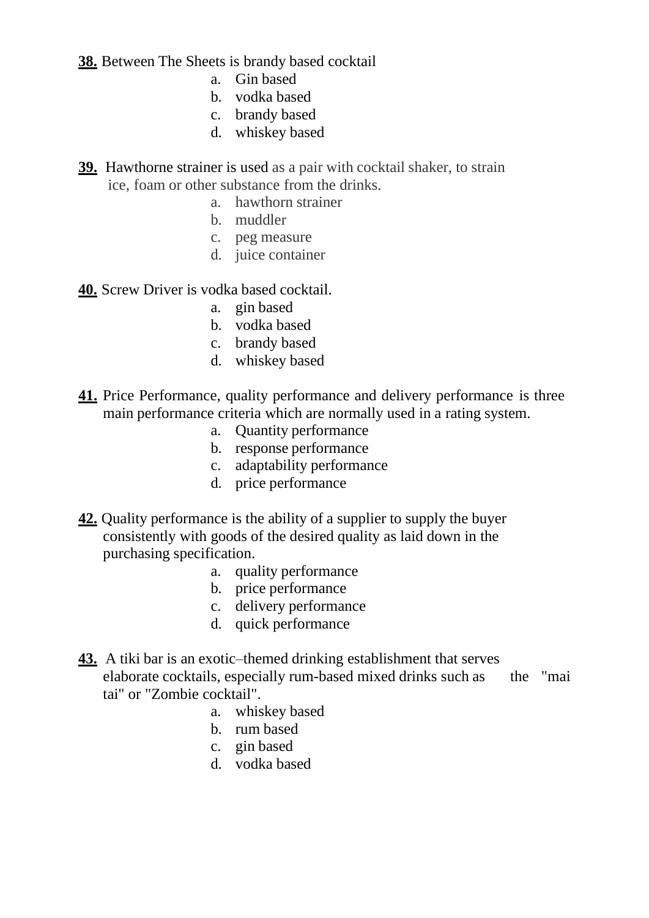**38.** Between The Sheets is brandy based cocktail

a. Gin based
b. vodka based
c. brandy based
d. whiskey based

**39.** Hawthorne strainer is used as a pair with cocktail shaker, to strain ice, foam or other substance from the drinks.

a. hawthorn strainer
b. muddler
c. peg measure
d. juice container

**40.** Screw Driver is vodka based cocktail.

a. gin based
b. vodka based
c. brandy based
d. whiskey based

**41.** Price Performance, quality performance and delivery performance is three main performance criteria which are normally used in a rating system.

a. Quantity performance
b. response performance
c. adaptability performance
d. price performance

**42.** Quality performance is the ability of a supplier to supply the buyer consistently with goods of the desired quality as laid down in the purchasing specification.

a. quality performance
b. price performance
c. delivery performance
d. quick performance

**43.** A tiki bar is an exotic–themed drinking establishment that serves elaborate cocktails, especially rum-based mixed drinks such as the "mai tai" or "Zombie cocktail".

a. whiskey based
b. rum based
c. gin based
d. vodka based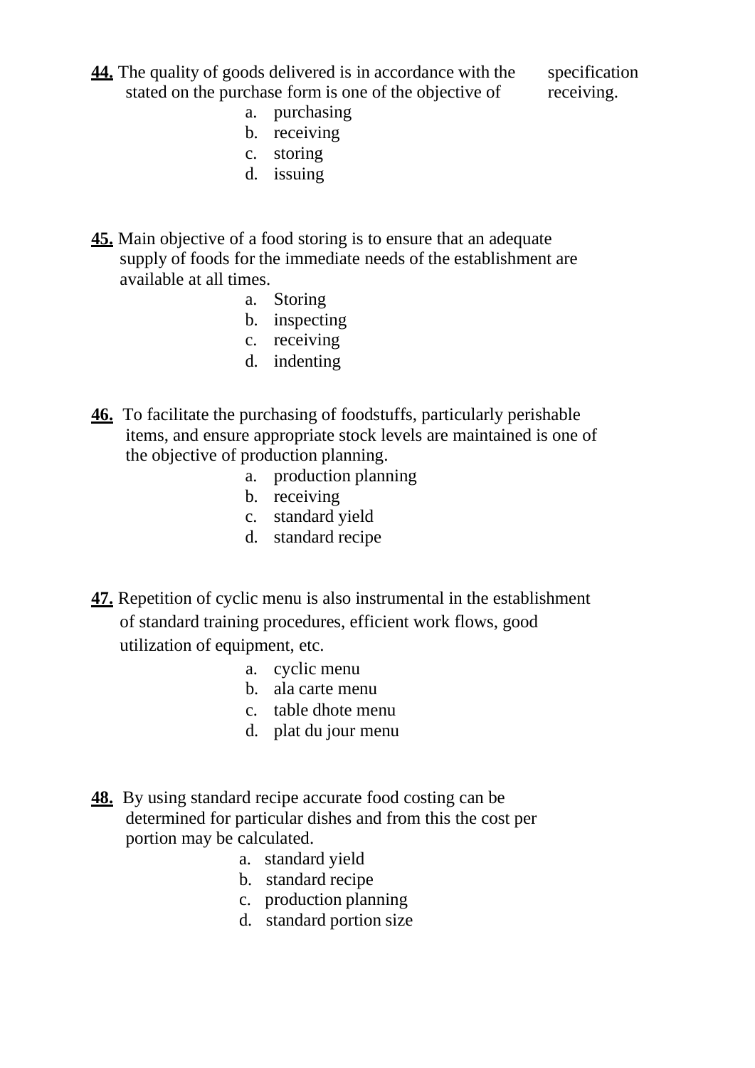**44.** The quality of goods delivered is in accordance with the specification stated on the purchase form is one of the objective of receiving.

a. purchasing
b. receiving
c. storing
d. issuing

**45.** Main objective of a food storing is to ensure that an adequate supply of foods for the immediate needs of the establishment are available at all times.

a. Storing
b. inspecting
c. receiving
d. indenting

**46.** To facilitate the purchasing of foodstuffs, particularly perishable items, and ensure appropriate stock levels are maintained is one of the objective of production planning.

a. production planning
b. receiving
c. standard yield
d. standard recipe

**47.** Repetition of cyclic menu is also instrumental in the establishment of standard training procedures, efficient work flows, good utilization of equipment, etc.

a. cyclic menu
b. ala carte menu
c. table dhote menu
d. plat du jour menu

**48.** By using standard recipe accurate food costing can be determined for particular dishes and from this the cost per portion may be calculated.

a. standard yield
b. standard recipe
c. production planning
d. standard portion size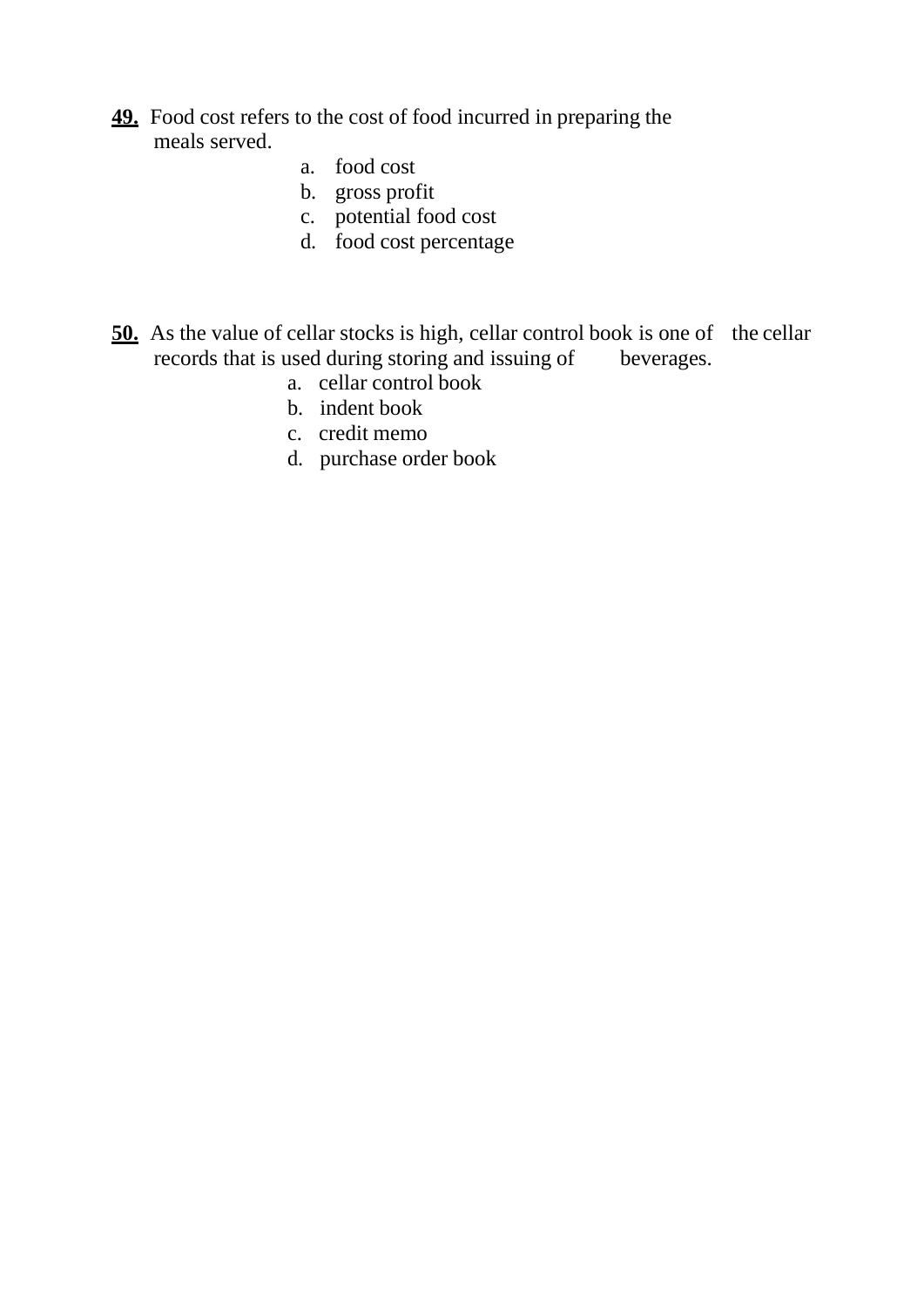**49.** Food cost refers to the cost of food incurred in preparing the meals served.

a. food cost
b. gross profit
c. potential food cost
d. food cost percentage

**50.** As the value of cellar stocks is high, cellar control book is one of the cellar records that is used during storing and issuing of beverages.

a. cellar control book
b. indent book
c. credit memo
d. purchase order book